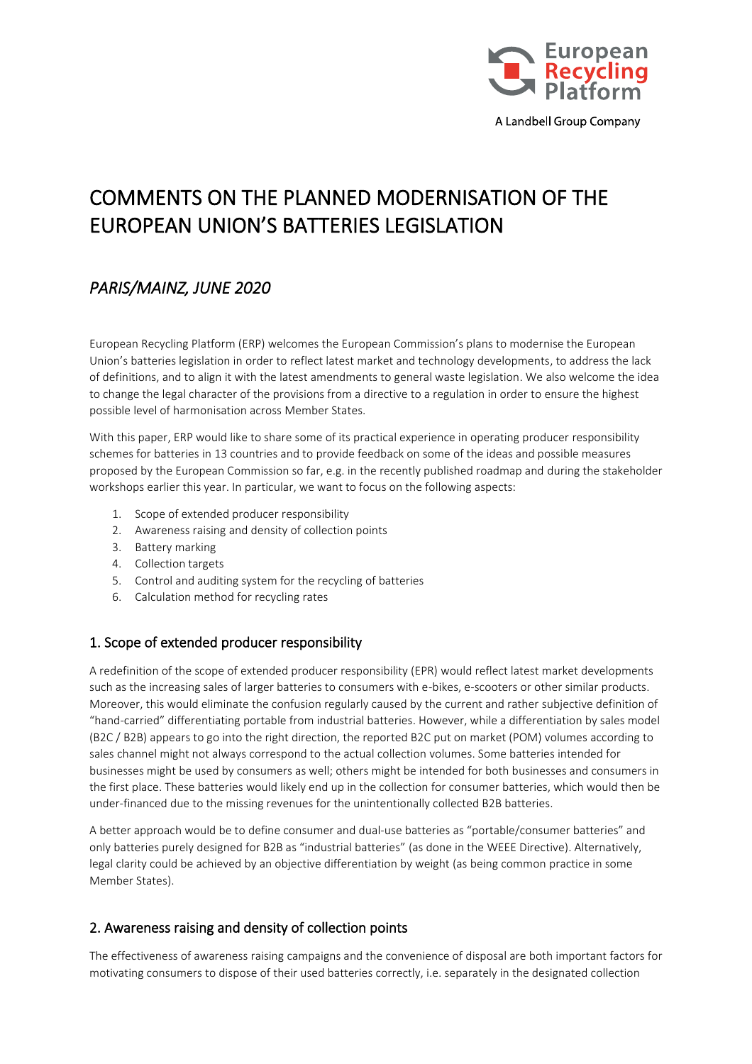European Recycling Platform

A Landbell Group Company

# COMMENTS ON THE PLANNED MODERNISATION OF THE EUROPEAN UNION'S BATTERIES LEGISLATION

## *PARIS/MAINZ, JUNE 2020*

European Recycling Platform (ERP) welcomes the European Commission's plans to modernise the European Union's batteries legislation in order to reflect latest market and technology developments, to address the lack of definitions, and to align it with the latest amendments to general waste legislation. We also welcome the idea to change the legal character of the provisions from a directive to a regulation in order to ensure the highest possible level of harmonisation across Member States.

With this paper, ERP would like to share some of its practical experience in operating producer responsibility schemes for batteries in 13 countries and to provide feedback on some of the ideas and possible measures proposed by the European Commission so far, e.g. in the recently published roadmap and during the stakeholder workshops earlier this year. In particular, we want to focus on the following aspects:

1. Scope of extended producer responsibility
2. Awareness raising and density of collection points
3. Battery marking
4. Collection targets
5. Control and auditing system for the recycling of batteries
6. Calculation method for recycling rates

## 1. Scope of extended producer responsibility

A redefinition of the scope of extended producer responsibility (EPR) would reflect latest market developments such as the increasing sales of larger batteries to consumers with e-bikes, e-scooters or other similar products. Moreover, this would eliminate the confusion regularly caused by the current and rather subjective definition of "hand-carried" differentiating portable from industrial batteries. However, while a differentiation by sales model (B2C / B2B) appears to go into the right direction, the reported B2C put on market (POM) volumes according to sales channel might not always correspond to the actual collection volumes. Some batteries intended for businesses might be used by consumers as well; others might be intended for both businesses and consumers in the first place. These batteries would likely end up in the collection for consumer batteries, which would then be under-financed due to the missing revenues for the unintentionally collected B2B batteries.

A better approach would be to define consumer and dual-use batteries as "portable/consumer batteries" and only batteries purely designed for B2B as "industrial batteries" (as done in the WEEE Directive). Alternatively, legal clarity could be achieved by an objective differentiation by weight (as being common practice in some Member States).

## 2. Awareness raising and density of collection points

The effectiveness of awareness raising campaigns and the convenience of disposal are both important factors for motivating consumers to dispose of their used batteries correctly, i.e. separately in the designated collection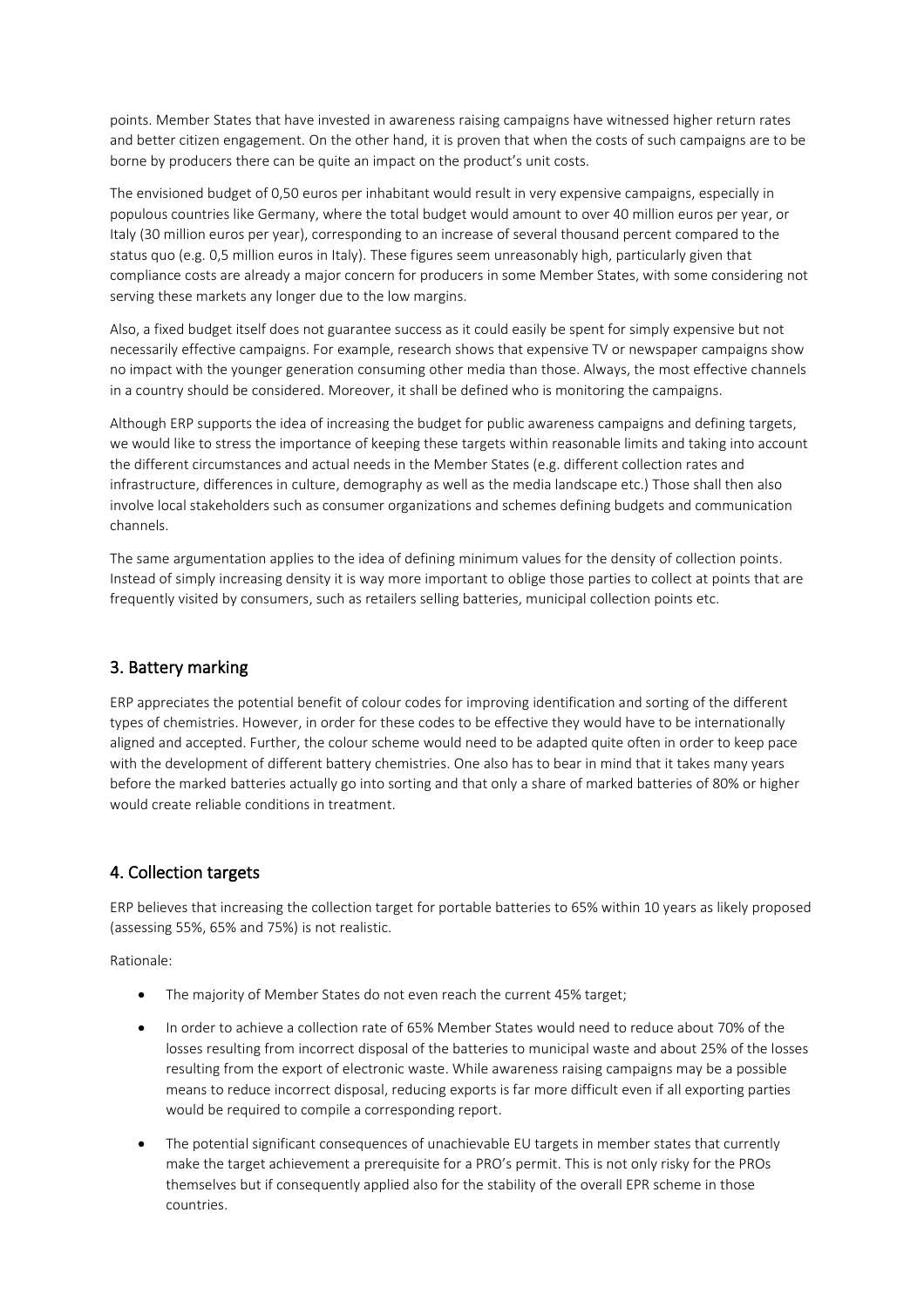points. Member States that have invested in awareness raising campaigns have witnessed higher return rates and better citizen engagement. On the other hand, it is proven that when the costs of such campaigns are to be borne by producers there can be quite an impact on the product's unit costs.

The envisioned budget of 0,50 euros per inhabitant would result in very expensive campaigns, especially in populous countries like Germany, where the total budget would amount to over 40 million euros per year, or Italy (30 million euros per year), corresponding to an increase of several thousand percent compared to the status quo (e.g. 0,5 million euros in Italy). These figures seem unreasonably high, particularly given that compliance costs are already a major concern for producers in some Member States, with some considering not serving these markets any longer due to the low margins.

Also, a fixed budget itself does not guarantee success as it could easily be spent for simply expensive but not necessarily effective campaigns. For example, research shows that expensive TV or newspaper campaigns show no impact with the younger generation consuming other media than those. Always, the most effective channels in a country should be considered. Moreover, it shall be defined who is monitoring the campaigns.

Although ERP supports the idea of increasing the budget for public awareness campaigns and defining targets, we would like to stress the importance of keeping these targets within reasonable limits and taking into account the different circumstances and actual needs in the Member States (e.g. different collection rates and infrastructure, differences in culture, demography as well as the media landscape etc.) Those shall then also involve local stakeholders such as consumer organizations and schemes defining budgets and communication channels.

The same argumentation applies to the idea of defining minimum values for the density of collection points. Instead of simply increasing density it is way more important to oblige those parties to collect at points that are frequently visited by consumers, such as retailers selling batteries, municipal collection points etc.

## 3. Battery marking

ERP appreciates the potential benefit of colour codes for improving identification and sorting of the different types of chemistries. However, in order for these codes to be effective they would have to be internationally aligned and accepted. Further, the colour scheme would need to be adapted quite often in order to keep pace with the development of different battery chemistries. One also has to bear in mind that it takes many years before the marked batteries actually go into sorting and that only a share of marked batteries of 80% or higher would create reliable conditions in treatment.

## 4. Collection targets

ERP believes that increasing the collection target for portable batteries to 65% within 10 years as likely proposed (assessing 55%, 65% and 75%) is not realistic.

Rationale:

- The majority of Member States do not even reach the current 45% target;
- In order to achieve a collection rate of 65% Member States would need to reduce about 70% of the losses resulting from incorrect disposal of the batteries to municipal waste and about 25% of the losses resulting from the export of electronic waste. While awareness raising campaigns may be a possible means to reduce incorrect disposal, reducing exports is far more difficult even if all exporting parties would be required to compile a corresponding report.
- The potential significant consequences of unachievable EU targets in member states that currently make the target achievement a prerequisite for a PRO's permit. This is not only risky for the PROs themselves but if consequently applied also for the stability of the overall EPR scheme in those countries.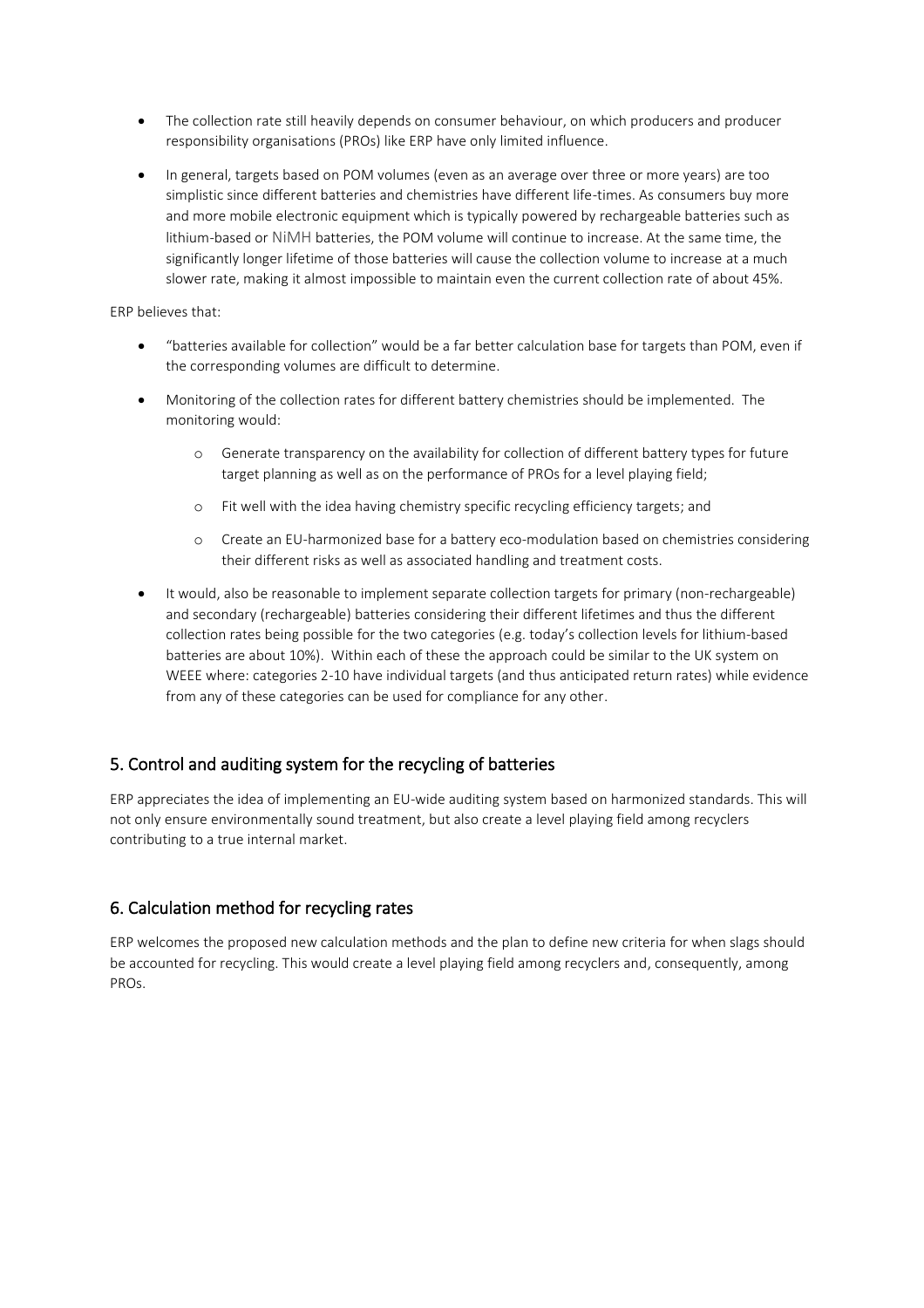- The collection rate still heavily depends on consumer behaviour, on which producers and producer responsibility organisations (PROs) like ERP have only limited influence.
- In general, targets based on POM volumes (even as an average over three or more years) are too simplistic since different batteries and chemistries have different life-times. As consumers buy more and more mobile electronic equipment which is typically powered by rechargeable batteries such as lithium-based or NiMH batteries, the POM volume will continue to increase. At the same time, the significantly longer lifetime of those batteries will cause the collection volume to increase at a much slower rate, making it almost impossible to maintain even the current collection rate of about 45%.

ERP believes that:

- "batteries available for collection" would be a far better calculation base for targets than POM, even if the corresponding volumes are difficult to determine.
- Monitoring of the collection rates for different battery chemistries should be implemented. The monitoring would:
  - Generate transparency on the availability for collection of different battery types for future target planning as well as on the performance of PROs for a level playing field;
  - Fit well with the idea having chemistry specific recycling efficiency targets; and
  - Create an EU-harmonized base for a battery eco-modulation based on chemistries considering their different risks as well as associated handling and treatment costs.
- It would, also be reasonable to implement separate collection targets for primary (non-rechargeable) and secondary (rechargeable) batteries considering their different lifetimes and thus the different collection rates being possible for the two categories (e.g. today's collection levels for lithium-based batteries are about 10%). Within each of these the approach could be similar to the UK system on WEEE where: categories 2-10 have individual targets (and thus anticipated return rates) while evidence from any of these categories can be used for compliance for any other.

## 5. Control and auditing system for the recycling of batteries

ERP appreciates the idea of implementing an EU-wide auditing system based on harmonized standards. This will not only ensure environmentally sound treatment, but also create a level playing field among recyclers contributing to a true internal market.

## 6. Calculation method for recycling rates

ERP welcomes the proposed new calculation methods and the plan to define new criteria for when slags should be accounted for recycling. This would create a level playing field among recyclers and, consequently, among PROs.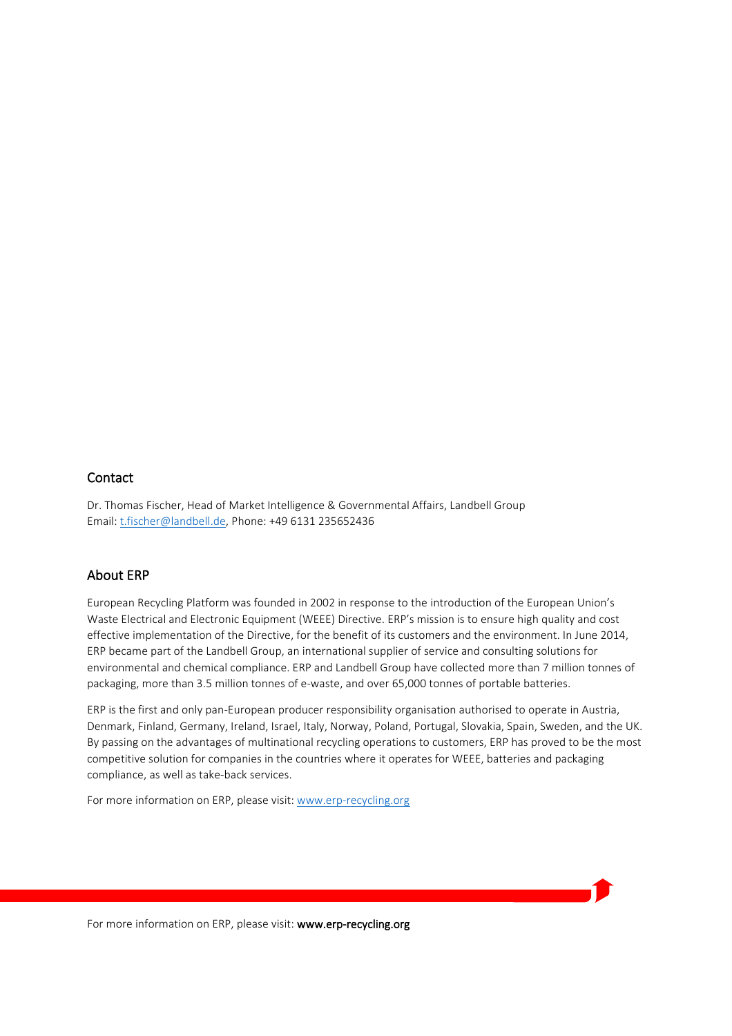## Contact

Dr. Thomas Fischer, Head of Market Intelligence & Governmental Affairs, Landbell Group
Email: t.fischer@landbell.de, Phone: +49 6131 235652436

## About ERP

European Recycling Platform was founded in 2002 in response to the introduction of the European Union's Waste Electrical and Electronic Equipment (WEEE) Directive. ERP's mission is to ensure high quality and cost effective implementation of the Directive, for the benefit of its customers and the environment. In June 2014, ERP became part of the Landbell Group, an international supplier of service and consulting solutions for environmental and chemical compliance. ERP and Landbell Group have collected more than 7 million tonnes of packaging, more than 3.5 million tonnes of e-waste, and over 65,000 tonnes of portable batteries.

ERP is the first and only pan-European producer responsibility organisation authorised to operate in Austria, Denmark, Finland, Germany, Ireland, Israel, Italy, Norway, Poland, Portugal, Slovakia, Spain, Sweden, and the UK. By passing on the advantages of multinational recycling operations to customers, ERP has proved to be the most competitive solution for companies in the countries where it operates for WEEE, batteries and packaging compliance, as well as take-back services.

For more information on ERP, please visit: www.erp-recycling.org